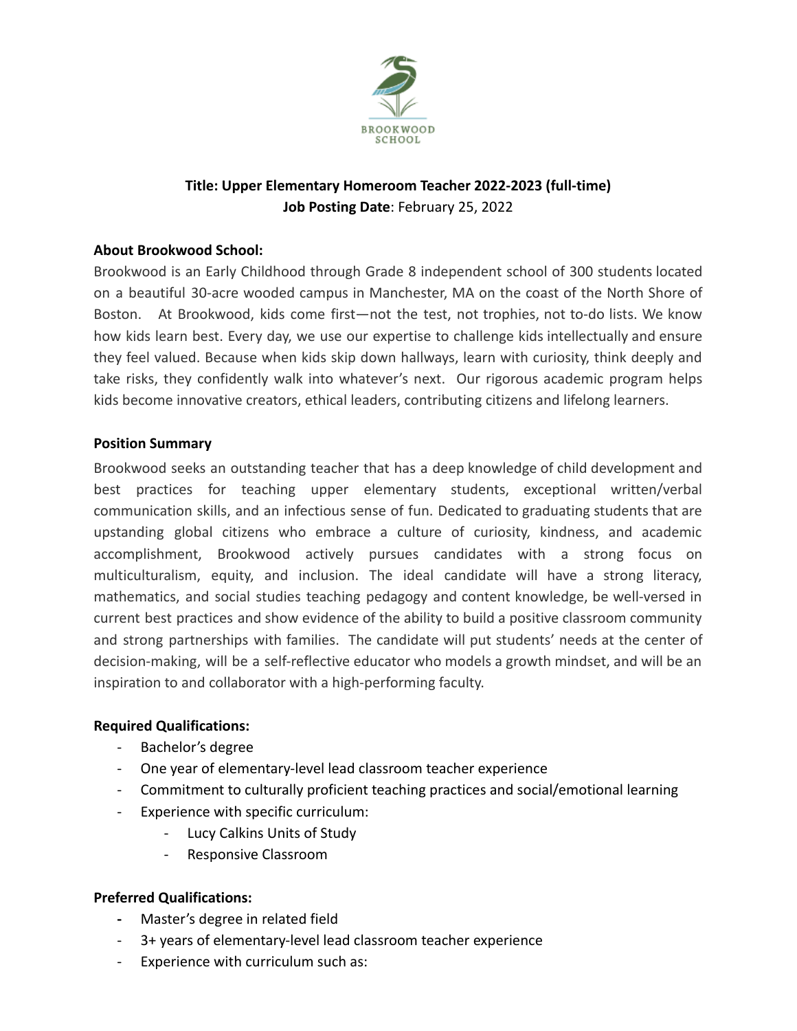BROOKWOOD SCHOOL

**Title: Upper Elementary Homeroom Teacher 2022-2023 (full-time)**
**Job Posting Date**: February 25, 2022

**About Brookwood School:**

Brookwood is an Early Childhood through Grade 8 independent school of 300 students located on a beautiful 30-acre wooded campus in Manchester, MA on the coast of the North Shore of Boston. At Brookwood, kids come first—not the test, not trophies, not to-do lists. We know how kids learn best. Every day, we use our expertise to challenge kids intellectually and ensure they feel valued. Because when kids skip down hallways, learn with curiosity, think deeply and take risks, they confidently walk into whatever's next. Our rigorous academic program helps kids become innovative creators, ethical leaders, contributing citizens and lifelong learners.

**Position Summary**

Brookwood seeks an outstanding teacher that has a deep knowledge of child development and best practices for teaching upper elementary students, exceptional written/verbal communication skills, and an infectious sense of fun. Dedicated to graduating students that are upstanding global citizens who embrace a culture of curiosity, kindness, and academic accomplishment, Brookwood actively pursues candidates with a strong focus on multiculturalism, equity, and inclusion. The ideal candidate will have a strong literacy, mathematics, and social studies teaching pedagogy and content knowledge, be well-versed in current best practices and show evidence of the ability to build a positive classroom community and strong partnerships with families. The candidate will put students' needs at the center of decision-making, will be a self-reflective educator who models a growth mindset, and will be an inspiration to and collaborator with a high-performing faculty.

**Required Qualifications:**

- Bachelor's degree
- One year of elementary-level lead classroom teacher experience
- Commitment to culturally proficient teaching practices and social/emotional learning
- Experience with specific curriculum:
  - Lucy Calkins Units of Study
  - Responsive Classroom

**Preferred Qualifications:**

- Master's degree in related field
- 3+ years of elementary-level lead classroom teacher experience
- Experience with curriculum such as: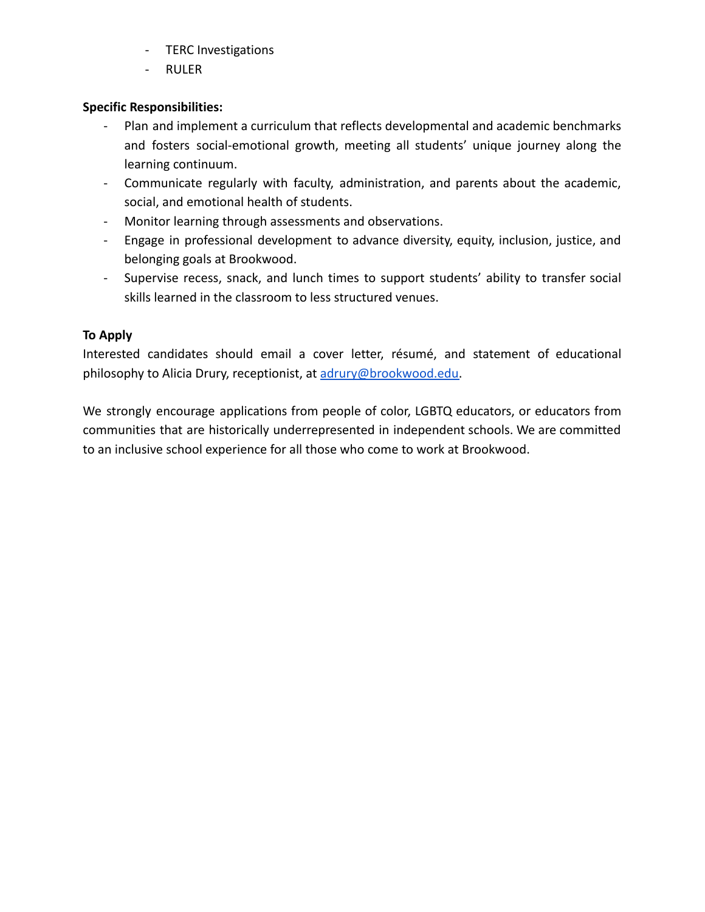- TERC Investigations
- RULER

**Specific Responsibilities:**

- Plan and implement a curriculum that reflects developmental and academic benchmarks and fosters social-emotional growth, meeting all students' unique journey along the learning continuum.
- Communicate regularly with faculty, administration, and parents about the academic, social, and emotional health of students.
- Monitor learning through assessments and observations.
- Engage in professional development to advance diversity, equity, inclusion, justice, and belonging goals at Brookwood.
- Supervise recess, snack, and lunch times to support students' ability to transfer social skills learned in the classroom to less structured venues.

**To Apply**

Interested candidates should email a cover letter, résumé, and statement of educational philosophy to Alicia Drury, receptionist, at [adrury@brookwood.edu](mailto:adrury@brookwood.edu).

We strongly encourage applications from people of color, LGBTQ educators, or educators from communities that are historically underrepresented in independent schools. We are committed to an inclusive school experience for all those who come to work at Brookwood.